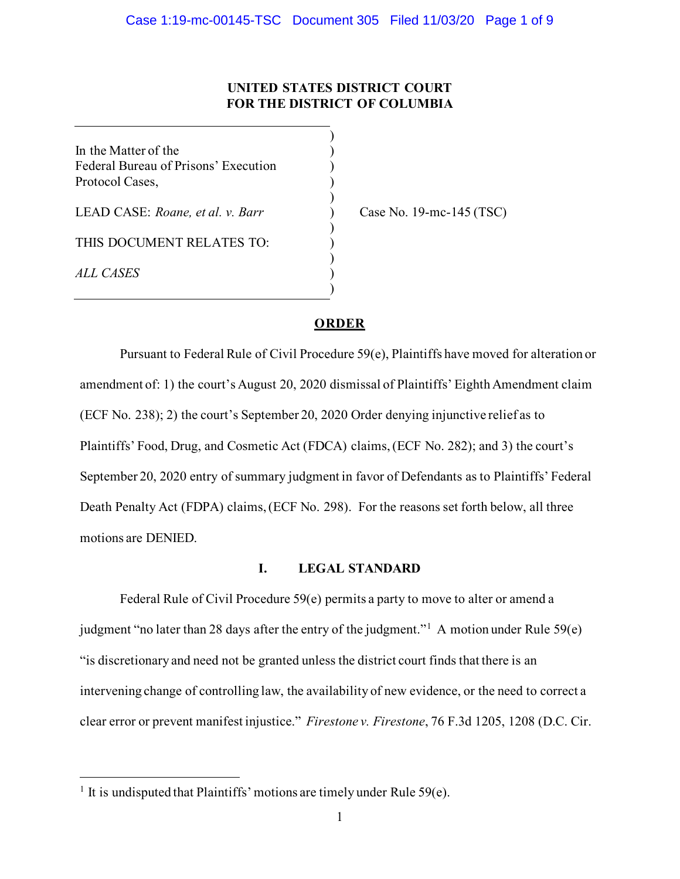**UNITED STATES DISTRICT COURT**
**FOR THE DISTRICT OF COLUMBIA**

| | |
|---|---|
| In the Matter of the Federal Bureau of Prisons' Execution Protocol Cases,<br><br>LEAD CASE: *Roane, et al. v. Barr*<br><br>THIS DOCUMENT RELATES TO:<br><br>*ALL CASES* | Case No. 19-mc-145 (TSC) |

**ORDER**

Pursuant to Federal Rule of Civil Procedure 59(e), Plaintiffs have moved for alteration or amendment of: 1) the court's August 20, 2020 dismissal of Plaintiffs' Eighth Amendment claim (ECF No. 238); 2) the court's September 20, 2020 Order denying injunctive relief as to Plaintiffs' Food, Drug, and Cosmetic Act (FDCA) claims, (ECF No. 282); and 3) the court's September 20, 2020 entry of summary judgment in favor of Defendants as to Plaintiffs' Federal Death Penalty Act (FDPA) claims, (ECF No. 298). For the reasons set forth below, all three motions are DENIED.

## I. LEGAL STANDARD

Federal Rule of Civil Procedure 59(e) permits a party to move to alter or amend a judgment "no later than 28 days after the entry of the judgment."[1] A motion under Rule 59(e) "is discretionary and need not be granted unless the district court finds that there is an intervening change of controlling law, the availability of new evidence, or the need to correct a clear error or prevent manifest injustice." *Firestone v. Firestone*, 76 F.3d 1205, 1208 (D.C. Cir.

[1] It is undisputed that Plaintiffs' motions are timely under Rule 59(e).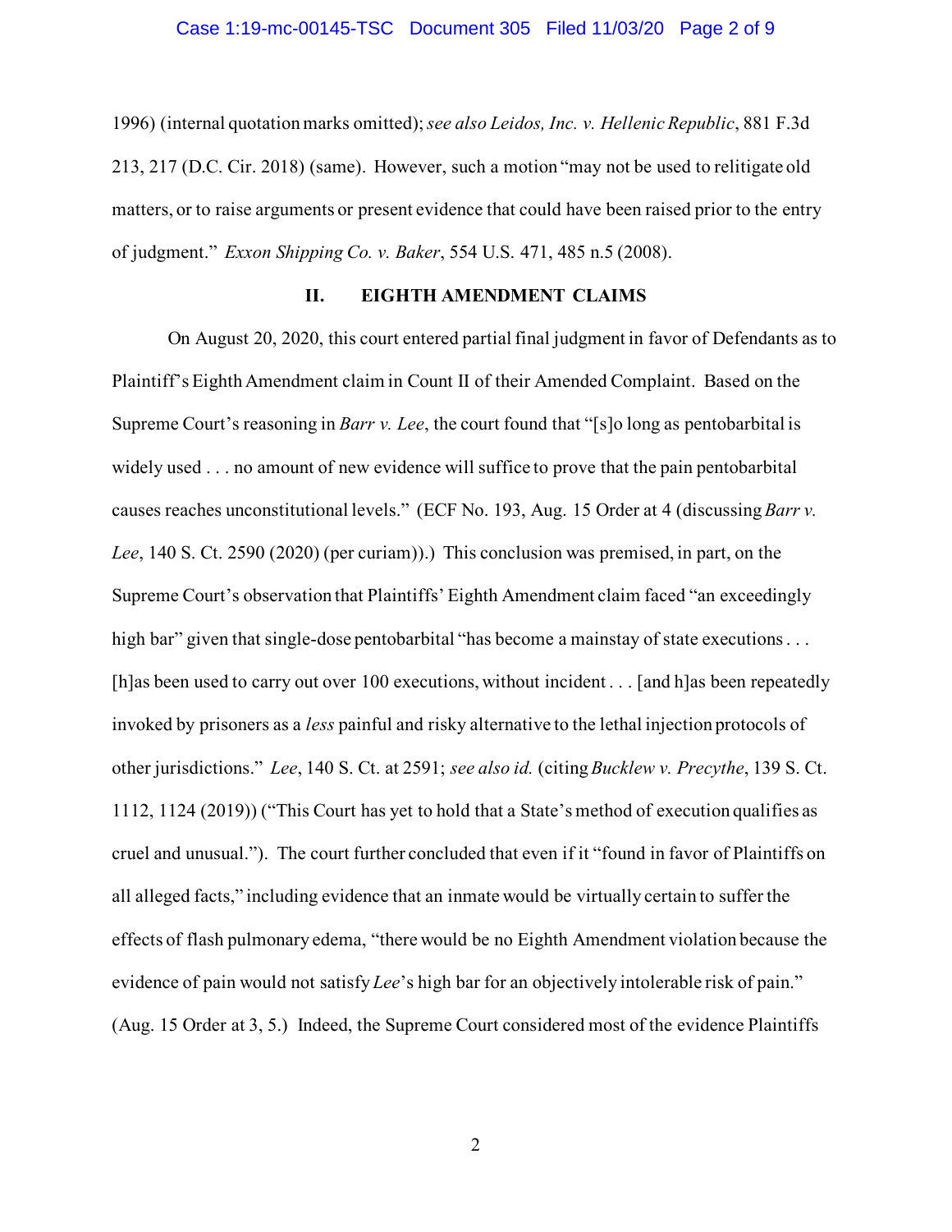1996) (internal quotation marks omitted); *see also Leidos, Inc. v. Hellenic Republic*, 881 F.3d 213, 217 (D.C. Cir. 2018) (same). However, such a motion "may not be used to relitigate old matters, or to raise arguments or present evidence that could have been raised prior to the entry of judgment." *Exxon Shipping Co. v. Baker*, 554 U.S. 471, 485 n.5 (2008).

## II. EIGHTH AMENDMENT CLAIMS

On August 20, 2020, this court entered partial final judgment in favor of Defendants as to Plaintiff's Eighth Amendment claim in Count II of their Amended Complaint. Based on the Supreme Court's reasoning in *Barr v. Lee*, the court found that "[s]o long as pentobarbital is widely used . . . no amount of new evidence will suffice to prove that the pain pentobarbital causes reaches unconstitutional levels." (ECF No. 193, Aug. 15 Order at 4 (discussing *Barr v. Lee*, 140 S. Ct. 2590 (2020) (per curiam)).) This conclusion was premised, in part, on the Supreme Court's observation that Plaintiffs' Eighth Amendment claim faced "an exceedingly high bar" given that single-dose pentobarbital "has become a mainstay of state executions . . . [h]as been used to carry out over 100 executions, without incident . . . [and h]as been repeatedly invoked by prisoners as a *less* painful and risky alternative to the lethal injection protocols of other jurisdictions." *Lee*, 140 S. Ct. at 2591; *see also id.* (citing *Bucklew v. Precythe*, 139 S. Ct. 1112, 1124 (2019)) ("This Court has yet to hold that a State's method of execution qualifies as cruel and unusual."). The court further concluded that even if it "found in favor of Plaintiffs on all alleged facts," including evidence that an inmate would be virtually certain to suffer the effects of flash pulmonary edema, "there would be no Eighth Amendment violation because the evidence of pain would not satisfy *Lee*'s high bar for an objectively intolerable risk of pain." (Aug. 15 Order at 3, 5.) Indeed, the Supreme Court considered most of the evidence Plaintiffs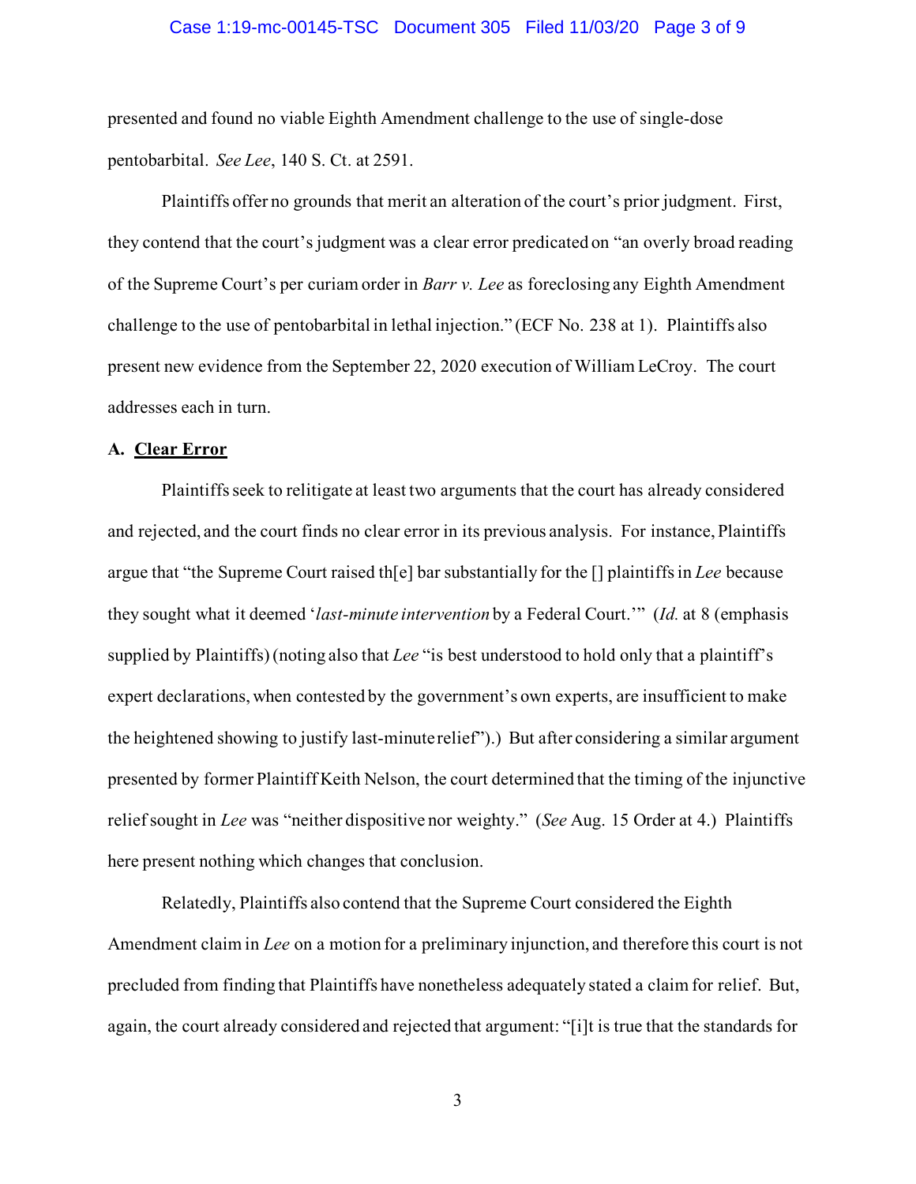presented and found no viable Eighth Amendment challenge to the use of single-dose pentobarbital. *See Lee*, 140 S. Ct. at 2591.

Plaintiffs offer no grounds that merit an alteration of the court's prior judgment. First, they contend that the court's judgment was a clear error predicated on "an overly broad reading of the Supreme Court's per curiam order in *Barr v. Lee* as foreclosing any Eighth Amendment challenge to the use of pentobarbital in lethal injection." (ECF No. 238 at 1). Plaintiffs also present new evidence from the September 22, 2020 execution of William LeCroy. The court addresses each in turn.

**A. <u>Clear Error</u>**

Plaintiffs seek to relitigate at least two arguments that the court has already considered and rejected, and the court finds no clear error in its previous analysis. For instance, Plaintiffs argue that "the Supreme Court raised th[e] bar substantially for the [] plaintiffs in *Lee* because they sought what it deemed '*last-minute intervention* by a Federal Court.'" (*Id.* at 8 (emphasis supplied by Plaintiffs) (noting also that *Lee* "is best understood to hold only that a plaintiff's expert declarations, when contested by the government's own experts, are insufficient to make the heightened showing to justify last-minute relief").) But after considering a similar argument presented by former Plaintiff Keith Nelson, the court determined that the timing of the injunctive relief sought in *Lee* was "neither dispositive nor weighty." (*See* Aug. 15 Order at 4.) Plaintiffs here present nothing which changes that conclusion.

Relatedly, Plaintiffs also contend that the Supreme Court considered the Eighth Amendment claim in *Lee* on a motion for a preliminary injunction, and therefore this court is not precluded from finding that Plaintiffs have nonetheless adequately stated a claim for relief. But, again, the court already considered and rejected that argument: "[i]t is true that the standards for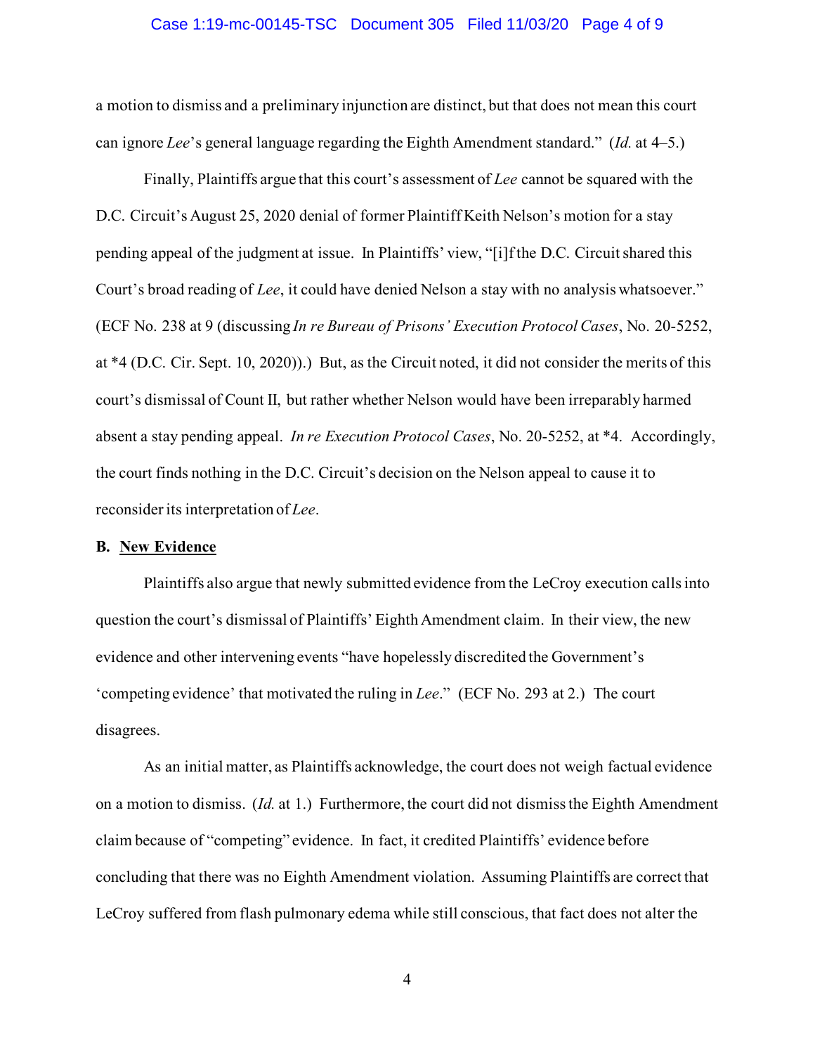a motion to dismiss and a preliminary injunction are distinct, but that does not mean this court can ignore *Lee*'s general language regarding the Eighth Amendment standard." (*Id.* at 4–5.)

Finally, Plaintiffs argue that this court's assessment of *Lee* cannot be squared with the D.C. Circuit's August 25, 2020 denial of former Plaintiff Keith Nelson's motion for a stay pending appeal of the judgment at issue. In Plaintiffs' view, "[i]f the D.C. Circuit shared this Court's broad reading of *Lee*, it could have denied Nelson a stay with no analysis whatsoever." (ECF No. 238 at 9 (discussing *In re Bureau of Prisons' Execution Protocol Cases*, No. 20-5252, at *4 (D.C. Cir. Sept. 10, 2020)).) But, as the Circuit noted, it did not consider the merits of this court's dismissal of Count II, but rather whether Nelson would have been irreparably harmed absent a stay pending appeal. *In re Execution Protocol Cases*, No. 20-5252, at *4. Accordingly, the court finds nothing in the D.C. Circuit's decision on the Nelson appeal to cause it to reconsider its interpretation of *Lee*.

**B. <u>New Evidence</u>**

Plaintiffs also argue that newly submitted evidence from the LeCroy execution calls into question the court's dismissal of Plaintiffs' Eighth Amendment claim. In their view, the new evidence and other intervening events "have hopelessly discredited the Government's 'competing evidence' that motivated the ruling in *Lee*." (ECF No. 293 at 2.) The court disagrees.

As an initial matter, as Plaintiffs acknowledge, the court does not weigh factual evidence on a motion to dismiss. (*Id.* at 1.) Furthermore, the court did not dismiss the Eighth Amendment claim because of "competing" evidence. In fact, it credited Plaintiffs' evidence before concluding that there was no Eighth Amendment violation. Assuming Plaintiffs are correct that LeCroy suffered from flash pulmonary edema while still conscious, that fact does not alter the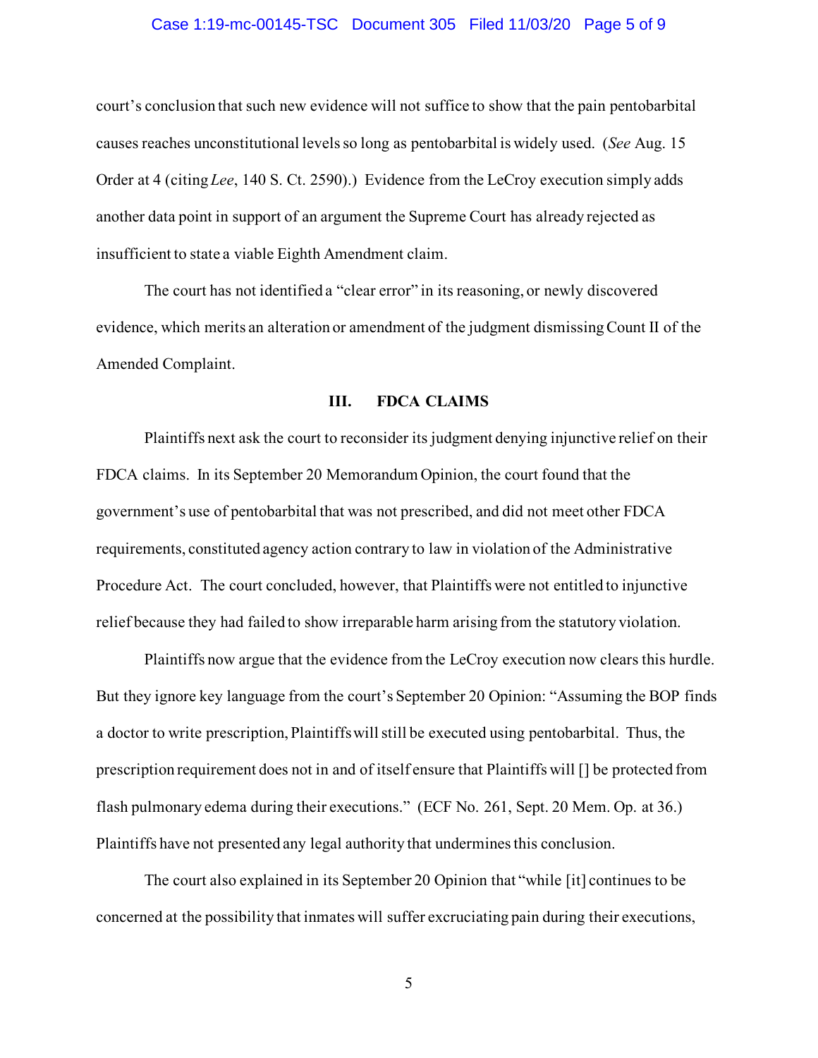court's conclusion that such new evidence will not suffice to show that the pain pentobarbital causes reaches unconstitutional levels so long as pentobarbital is widely used. (*See* Aug. 15 Order at 4 (citing *Lee*, 140 S. Ct. 2590).) Evidence from the LeCroy execution simply adds another data point in support of an argument the Supreme Court has already rejected as insufficient to state a viable Eighth Amendment claim.

The court has not identified a "clear error" in its reasoning, or newly discovered evidence, which merits an alteration or amendment of the judgment dismissing Count II of the Amended Complaint.

## III. FDCA CLAIMS

Plaintiffs next ask the court to reconsider its judgment denying injunctive relief on their FDCA claims. In its September 20 Memorandum Opinion, the court found that the government's use of pentobarbital that was not prescribed, and did not meet other FDCA requirements, constituted agency action contrary to law in violation of the Administrative Procedure Act. The court concluded, however, that Plaintiffs were not entitled to injunctive relief because they had failed to show irreparable harm arising from the statutory violation.

Plaintiffs now argue that the evidence from the LeCroy execution now clears this hurdle. But they ignore key language from the court's September 20 Opinion: "Assuming the BOP finds a doctor to write prescription, Plaintiffs will still be executed using pentobarbital. Thus, the prescription requirement does not in and of itself ensure that Plaintiffs will [] be protected from flash pulmonary edema during their executions." (ECF No. 261, Sept. 20 Mem. Op. at 36.) Plaintiffs have not presented any legal authority that undermines this conclusion.

The court also explained in its September 20 Opinion that "while [it] continues to be concerned at the possibility that inmates will suffer excruciating pain during their executions,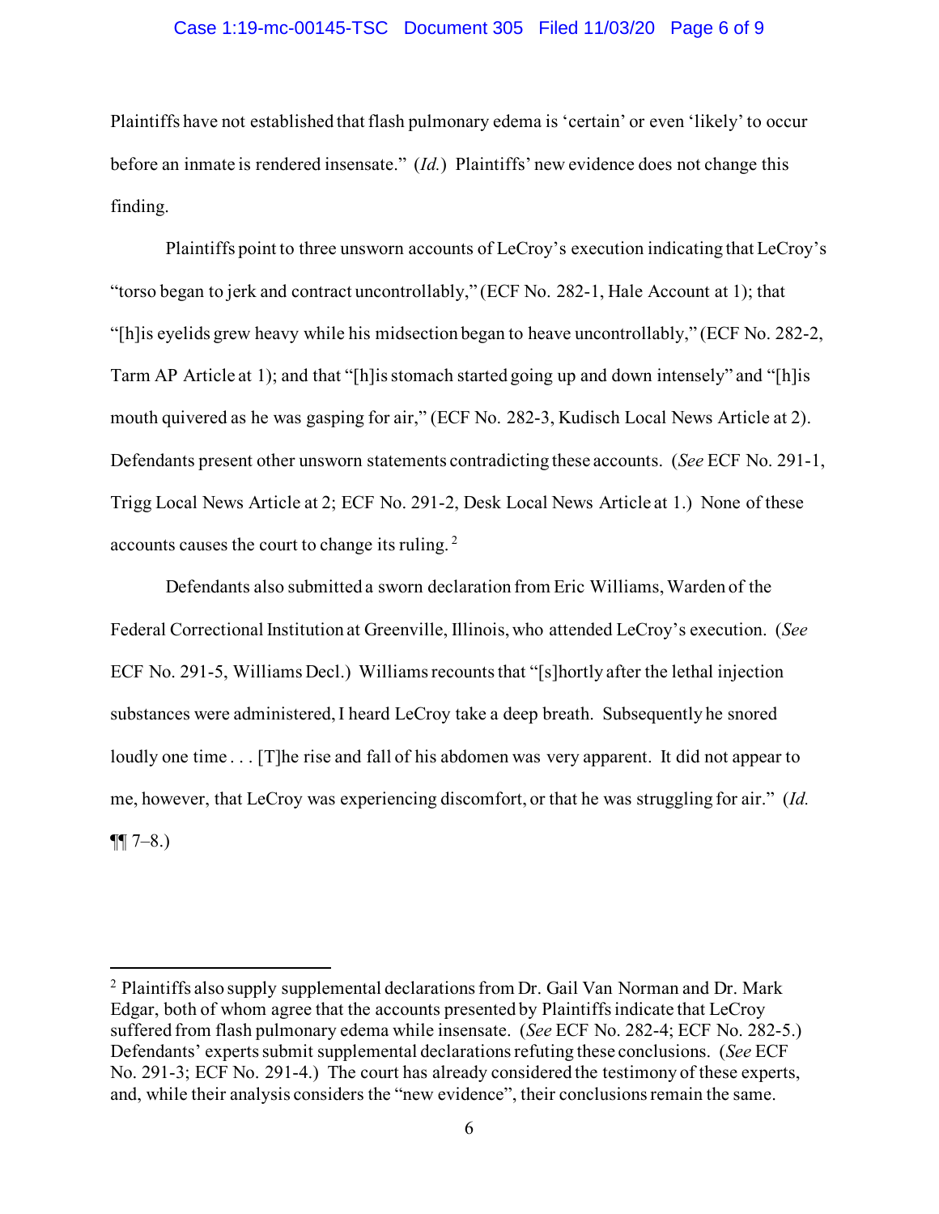Plaintiffs have not established that flash pulmonary edema is 'certain' or even 'likely' to occur before an inmate is rendered insensate." (*Id.*) Plaintiffs' new evidence does not change this finding.

Plaintiffs point to three unsworn accounts of LeCroy's execution indicating that LeCroy's "torso began to jerk and contract uncontrollably," (ECF No. 282-1, Hale Account at 1); that "[h]is eyelids grew heavy while his midsection began to heave uncontrollably," (ECF No. 282-2, Tarm AP Article at 1); and that "[h]is stomach started going up and down intensely" and "[h]is mouth quivered as he was gasping for air," (ECF No. 282-3, Kudisch Local News Article at 2). Defendants present other unsworn statements contradicting these accounts. (*See* ECF No. 291-1, Trigg Local News Article at 2; ECF No. 291-2, Desk Local News Article at 1.) None of these accounts causes the court to change its ruling.[2]

Defendants also submitted a sworn declaration from Eric Williams, Warden of the Federal Correctional Institution at Greenville, Illinois, who attended LeCroy's execution. (*See* ECF No. 291-5, Williams Decl.) Williams recounts that "[s]hortly after the lethal injection substances were administered, I heard LeCroy take a deep breath. Subsequently he snored loudly one time . . . [T]he rise and fall of his abdomen was very apparent. It did not appear to me, however, that LeCroy was experiencing discomfort, or that he was struggling for air." (*Id.* ¶¶ 7–8.)

---

[2] Plaintiffs also supply supplemental declarations from Dr. Gail Van Norman and Dr. Mark Edgar, both of whom agree that the accounts presented by Plaintiffs indicate that LeCroy suffered from flash pulmonary edema while insensate. (*See* ECF No. 282-4; ECF No. 282-5.) Defendants' experts submit supplemental declarations refuting these conclusions. (*See* ECF No. 291-3; ECF No. 291-4.) The court has already considered the testimony of these experts, and, while their analysis considers the "new evidence", their conclusions remain the same.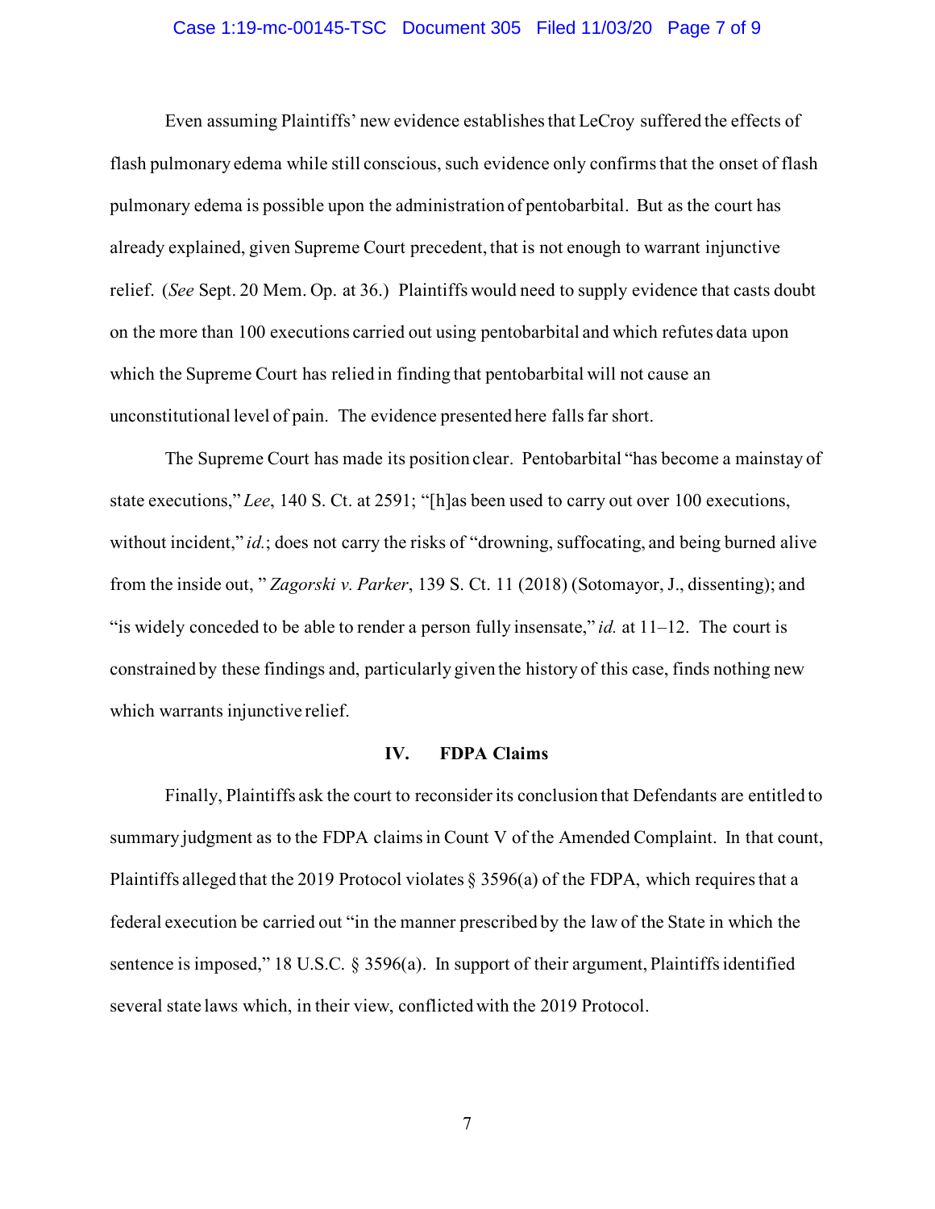Even assuming Plaintiffs' new evidence establishes that LeCroy suffered the effects of flash pulmonary edema while still conscious, such evidence only confirms that the onset of flash pulmonary edema is possible upon the administration of pentobarbital. But as the court has already explained, given Supreme Court precedent, that is not enough to warrant injunctive relief. (*See* Sept. 20 Mem. Op. at 36.) Plaintiffs would need to supply evidence that casts doubt on the more than 100 executions carried out using pentobarbital and which refutes data upon which the Supreme Court has relied in finding that pentobarbital will not cause an unconstitutional level of pain. The evidence presented here falls far short.

The Supreme Court has made its position clear. Pentobarbital "has become a mainstay of state executions," *Lee*, 140 S. Ct. at 2591; "[h]as been used to carry out over 100 executions, without incident," *id.*; does not carry the risks of "drowning, suffocating, and being burned alive from the inside out, " *Zagorski v. Parker*, 139 S. Ct. 11 (2018) (Sotomayor, J., dissenting); and "is widely conceded to be able to render a person fully insensate," *id.* at 11–12. The court is constrained by these findings and, particularly given the history of this case, finds nothing new which warrants injunctive relief.

## IV. FDPA Claims

Finally, Plaintiffs ask the court to reconsider its conclusion that Defendants are entitled to summary judgment as to the FDPA claims in Count V of the Amended Complaint. In that count, Plaintiffs alleged that the 2019 Protocol violates § 3596(a) of the FDPA, which requires that a federal execution be carried out "in the manner prescribed by the law of the State in which the sentence is imposed," 18 U.S.C. § 3596(a). In support of their argument, Plaintiffs identified several state laws which, in their view, conflicted with the 2019 Protocol.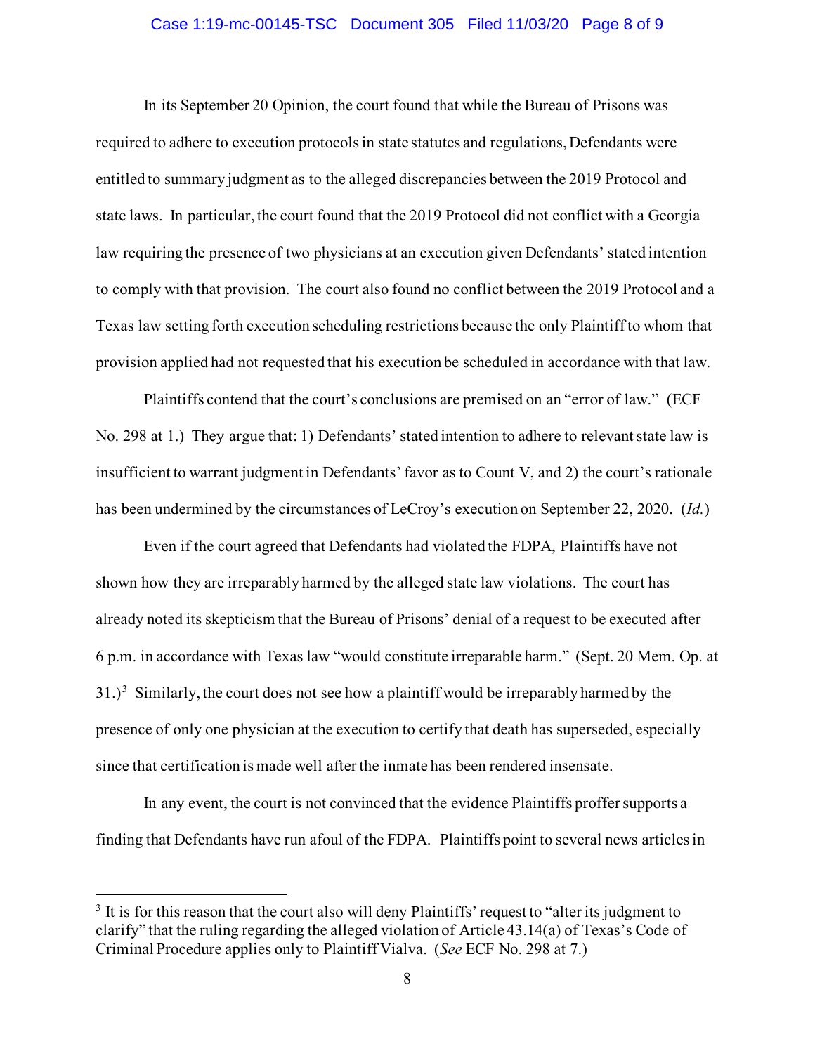In its September 20 Opinion, the court found that while the Bureau of Prisons was required to adhere to execution protocols in state statutes and regulations, Defendants were entitled to summary judgment as to the alleged discrepancies between the 2019 Protocol and state laws. In particular, the court found that the 2019 Protocol did not conflict with a Georgia law requiring the presence of two physicians at an execution given Defendants' stated intention to comply with that provision. The court also found no conflict between the 2019 Protocol and a Texas law setting forth execution scheduling restrictions because the only Plaintiff to whom that provision applied had not requested that his execution be scheduled in accordance with that law.

Plaintiffs contend that the court's conclusions are premised on an "error of law." (ECF No. 298 at 1.) They argue that: 1) Defendants' stated intention to adhere to relevant state law is insufficient to warrant judgment in Defendants' favor as to Count V, and 2) the court's rationale has been undermined by the circumstances of LeCroy's execution on September 22, 2020. (*Id.*)

Even if the court agreed that Defendants had violated the FDPA, Plaintiffs have not shown how they are irreparably harmed by the alleged state law violations. The court has already noted its skepticism that the Bureau of Prisons' denial of a request to be executed after 6 p.m. in accordance with Texas law "would constitute irreparable harm." (Sept. 20 Mem. Op. at 31.)[3] Similarly, the court does not see how a plaintiff would be irreparably harmed by the presence of only one physician at the execution to certify that death has superseded, especially since that certification is made well after the inmate has been rendered insensate.

In any event, the court is not convinced that the evidence Plaintiffs proffer supports a finding that Defendants have run afoul of the FDPA. Plaintiffs point to several news articles in

---

[3] It is for this reason that the court also will deny Plaintiffs' request to "alter its judgment to clarify" that the ruling regarding the alleged violation of Article 43.14(a) of Texas's Code of Criminal Procedure applies only to Plaintiff Vialva. (*See* ECF No. 298 at 7.)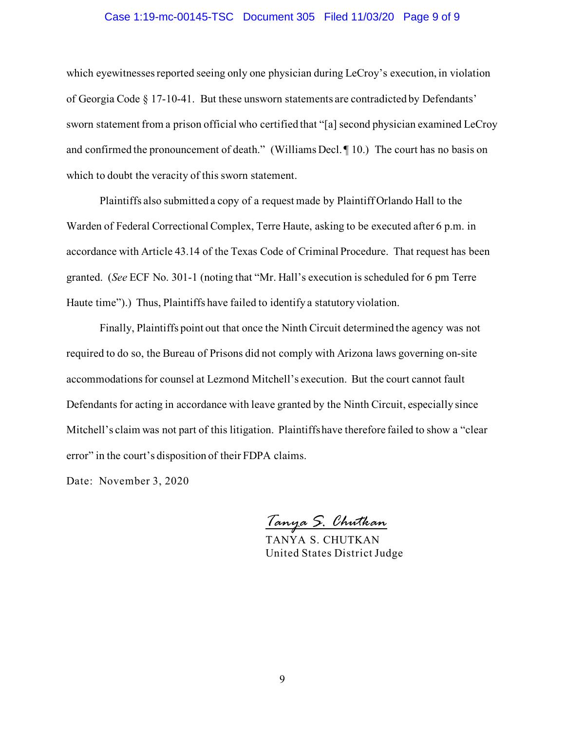which eyewitnesses reported seeing only one physician during LeCroy's execution, in violation of Georgia Code § 17-10-41. But these unsworn statements are contradicted by Defendants' sworn statement from a prison official who certified that "[a] second physician examined LeCroy and confirmed the pronouncement of death." (Williams Decl. ¶ 10.) The court has no basis on which to doubt the veracity of this sworn statement.

Plaintiffs also submitted a copy of a request made by Plaintiff Orlando Hall to the Warden of Federal Correctional Complex, Terre Haute, asking to be executed after 6 p.m. in accordance with Article 43.14 of the Texas Code of Criminal Procedure. That request has been granted. (*See* ECF No. 301-1 (noting that "Mr. Hall's execution is scheduled for 6 pm Terre Haute time").) Thus, Plaintiffs have failed to identify a statutory violation.

Finally, Plaintiffs point out that once the Ninth Circuit determined the agency was not required to do so, the Bureau of Prisons did not comply with Arizona laws governing on-site accommodations for counsel at Lezmond Mitchell's execution. But the court cannot fault Defendants for acting in accordance with leave granted by the Ninth Circuit, especially since Mitchell's claim was not part of this litigation. Plaintiffs have therefore failed to show a "clear error" in the court's disposition of their FDPA claims.

Date: November 3, 2020

*Tanya S. Chutkan*
TANYA S. CHUTKAN
United States District Judge